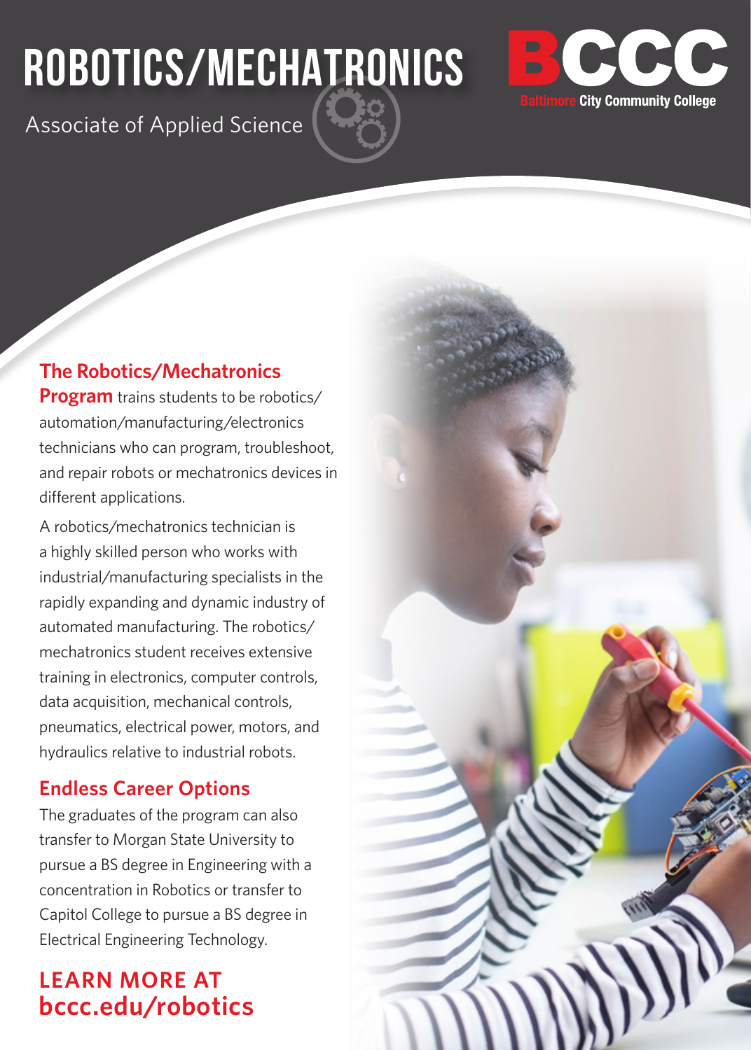# ROBOTICS/MECHATRONICS

Associate of Applied Science

BCCC
Baltimore City Community College

**The Robotics/Mechatronics Program** trains students to be robotics/automation/manufacturing/electronics technicians who can program, troubleshoot, and repair robots or mechatronics devices in different applications.

A robotics/mechatronics technician is a highly skilled person who works with industrial/manufacturing specialists in the rapidly expanding and dynamic industry of automated manufacturing. The robotics/mechatronics student receives extensive training in electronics, computer controls, data acquisition, mechanical controls, pneumatics, electrical power, motors, and hydraulics relative to industrial robots.

## Endless Career Options

The graduates of the program can also transfer to Morgan State University to pursue a BS degree in Engineering with a concentration in Robotics or transfer to Capitol College to pursue a BS degree in Electrical Engineering Technology.

## LEARN MORE AT bccc.edu/robotics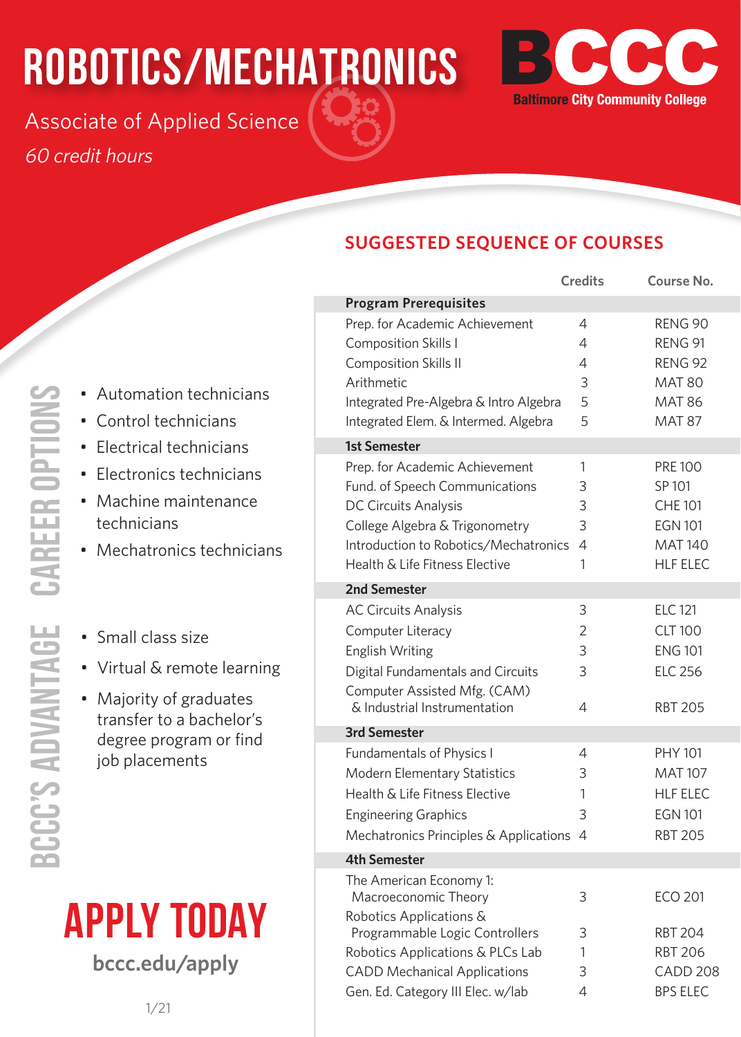# ROBOTICS/MECHATRONICS

Associate of Applied Science

*60 credit hours*

**BCCC**
**Baltimore City Community College**

## CAREER OPTIONS

- Automation technicians
- Control technicians
- Electrical technicians
- Electronics technicians
- Machine maintenance technicians
- Mechatronics technicians

## BCCC'S ADVANTAGE

- Small class size
- Virtual & remote learning
- Majority of graduates transfer to a bachelor's degree program or find job placements

# APPLY TODAY

**bccc.edu/apply**

1/21

## SUGGESTED SEQUENCE OF COURSES

| | Credits | Course No. |
|---|---|---|
| **Program Prerequisites** | | |
| Prep. for Academic Achievement | 4 | RENG 90 |
| Composition Skills I | 4 | RENG 91 |
| Composition Skills II | 4 | RENG 92 |
| Arithmetic | 3 | MAT 80 |
| Integrated Pre-Algebra & Intro Algebra | 5 | MAT 86 |
| Integrated Elem. & Intermed. Algebra | 5 | MAT 87 |
| **1st Semester** | | |
| Prep. for Academic Achievement | 1 | PRE 100 |
| Fund. of Speech Communications | 3 | SP 101 |
| DC Circuits Analysis | 3 | CHE 101 |
| College Algebra & Trigonometry | 3 | EGN 101 |
| Introduction to Robotics/Mechatronics | 4 | MAT 140 |
| Health & Life Fitness Elective | 1 | HLF ELEC |
| **2nd Semester** | | |
| AC Circuits Analysis | 3 | ELC 121 |
| Computer Literacy | 2 | CLT 100 |
| English Writing | 3 | ENG 101 |
| Digital Fundamentals and Circuits | 3 | ELC 256 |
| Computer Assisted Mfg. (CAM) & Industrial Instrumentation | 4 | RBT 205 |
| **3rd Semester** | | |
| Fundamentals of Physics I | 4 | PHY 101 |
| Modern Elementary Statistics | 3 | MAT 107 |
| Health & Life Fitness Elective | 1 | HLF ELEC |
| Engineering Graphics | 3 | EGN 101 |
| Mechatronics Principles & Applications | 4 | RBT 205 |
| **4th Semester** | | |
| The American Economy 1: Macroeconomic Theory | 3 | ECO 201 |
| Robotics Applications & Programmable Logic Controllers | 3 | RBT 204 |
| Robotics Applications & PLCs Lab | 1 | RBT 206 |
| CADD Mechanical Applications | 3 | CADD 208 |
| Gen. Ed. Category III Elec. w/lab | 4 | BPS ELEC |